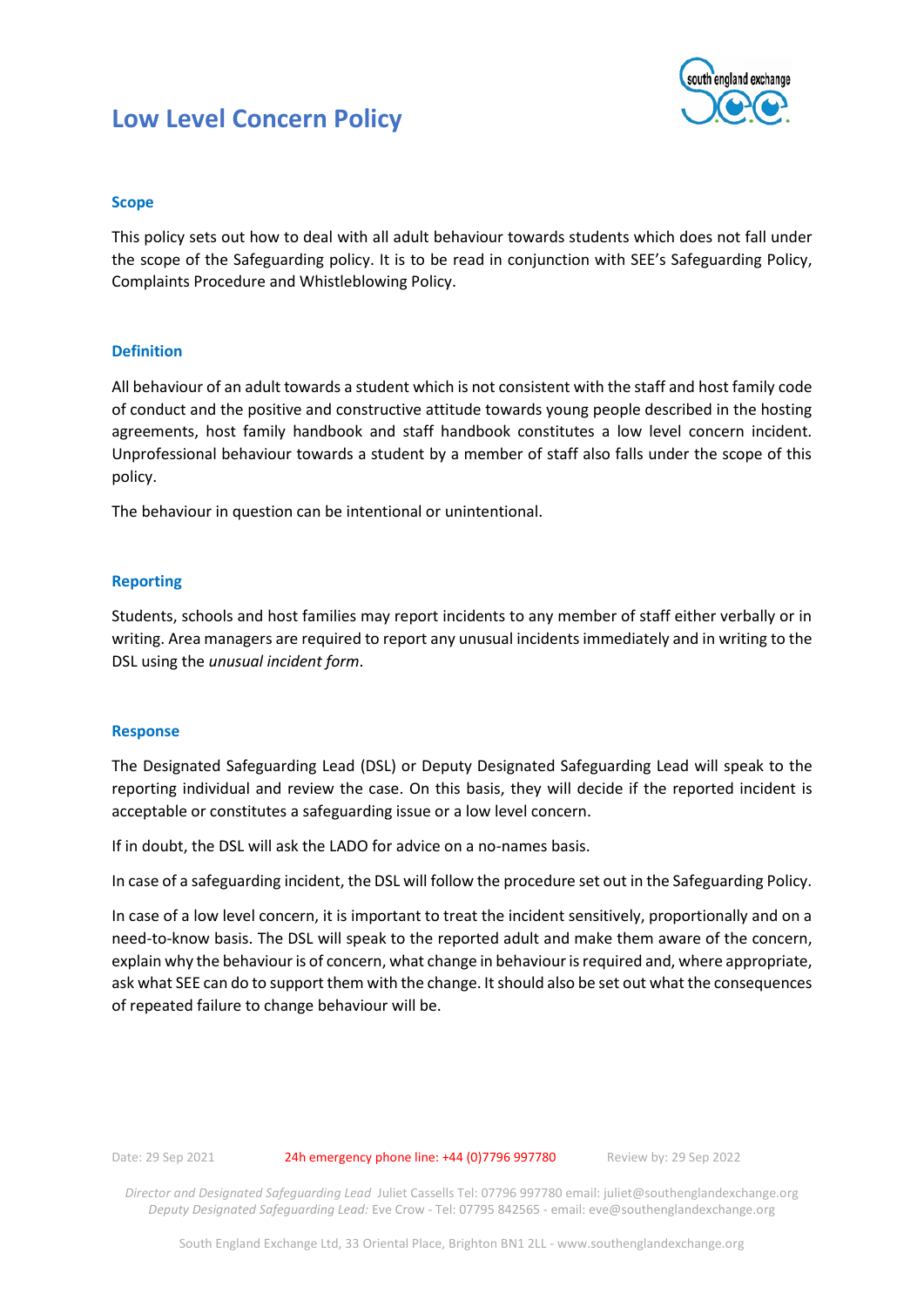# Low Level Concern Policy

## Scope

This policy sets out how to deal with all adult behaviour towards students which does not fall under the scope of the Safeguarding policy. It is to be read in conjunction with SEE's Safeguarding Policy, Complaints Procedure and Whistleblowing Policy.

## Definition

All behaviour of an adult towards a student which is not consistent with the staff and host family code of conduct and the positive and constructive attitude towards young people described in the hosting agreements, host family handbook and staff handbook constitutes a low level concern incident. Unprofessional behaviour towards a student by a member of staff also falls under the scope of this policy.

The behaviour in question can be intentional or unintentional.

## Reporting

Students, schools and host families may report incidents to any member of staff either verbally or in writing. Area managers are required to report any unusual incidents immediately and in writing to the DSL using the *unusual incident form*.

## Response

The Designated Safeguarding Lead (DSL) or Deputy Designated Safeguarding Lead will speak to the reporting individual and review the case. On this basis, they will decide if the reported incident is acceptable or constitutes a safeguarding issue or a low level concern.

If in doubt, the DSL will ask the LADO for advice on a no-names basis.

In case of a safeguarding incident, the DSL will follow the procedure set out in the Safeguarding Policy.

In case of a low level concern, it is important to treat the incident sensitively, proportionally and on a need-to-know basis. The DSL will speak to the reported adult and make them aware of the concern, explain why the behaviour is of concern, what change in behaviour is required and, where appropriate, ask what SEE can do to support them with the change. It should also be set out what the consequences of repeated failure to change behaviour will be.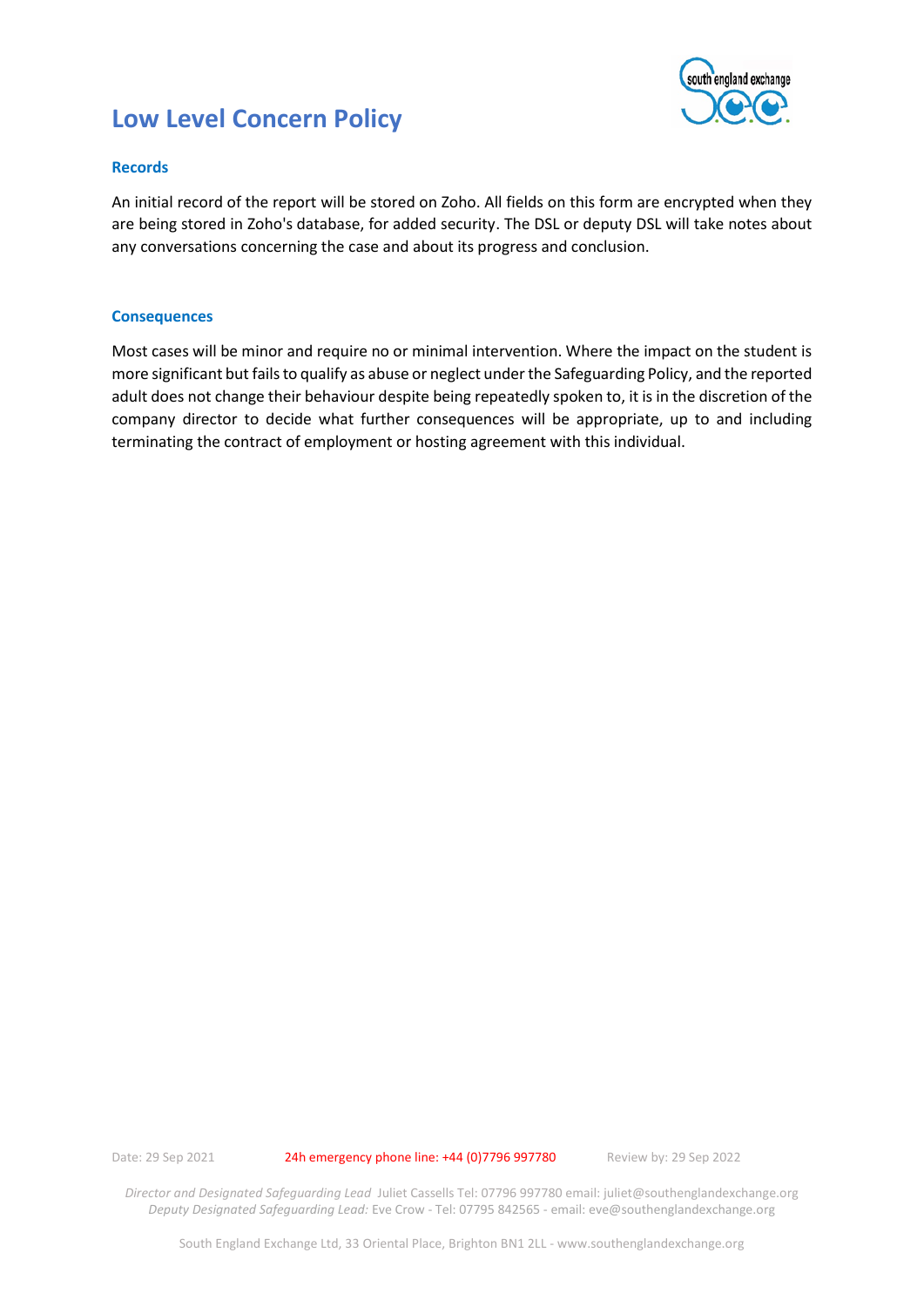# Low Level Concern Policy

### Records

An initial record of the report will be stored on Zoho. All fields on this form are encrypted when they are being stored in Zoho's database, for added security. The DSL or deputy DSL will take notes about any conversations concerning the case and about its progress and conclusion.

### Consequences

Most cases will be minor and require no or minimal intervention. Where the impact on the student is more significant but fails to qualify as abuse or neglect under the Safeguarding Policy, and the reported adult does not change their behaviour despite being repeatedly spoken to, it is in the discretion of the company director to decide what further consequences will be appropriate, up to and including terminating the contract of employment or hosting agreement with this individual.